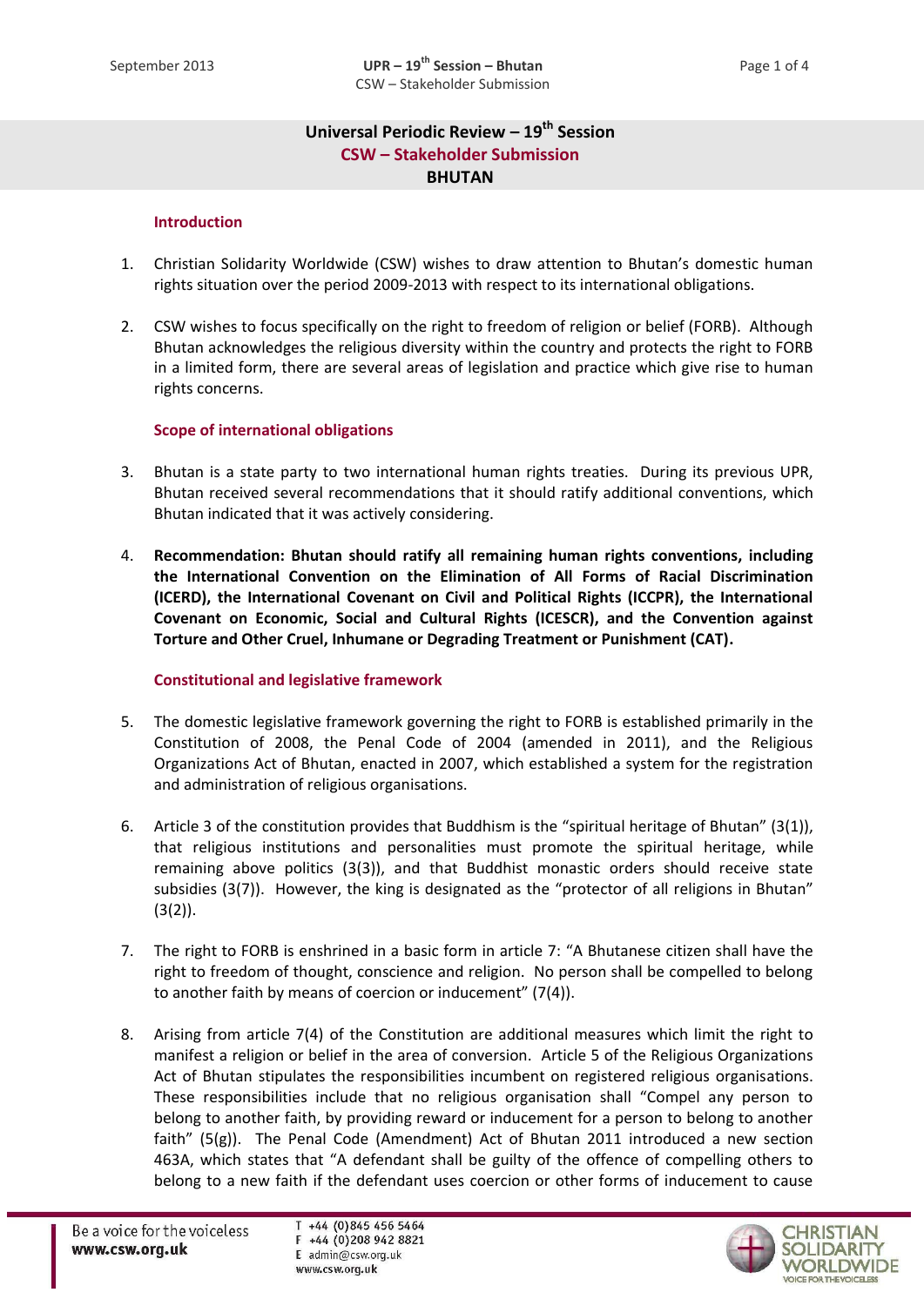# Universal Periodic Review – 19th Session
## CSW – Stakeholder Submission
## BHUTAN

### Introduction

1. Christian Solidarity Worldwide (CSW) wishes to draw attention to Bhutan's domestic human rights situation over the period 2009-2013 with respect to its international obligations.

2. CSW wishes to focus specifically on the right to freedom of religion or belief (FORB). Although Bhutan acknowledges the religious diversity within the country and protects the right to FORB in a limited form, there are several areas of legislation and practice which give rise to human rights concerns.

### Scope of international obligations

3. Bhutan is a state party to two international human rights treaties. During its previous UPR, Bhutan received several recommendations that it should ratify additional conventions, which Bhutan indicated that it was actively considering.

4. **Recommendation: Bhutan should ratify all remaining human rights conventions, including the International Convention on the Elimination of All Forms of Racial Discrimination (ICERD), the International Covenant on Civil and Political Rights (ICCPR), the International Covenant on Economic, Social and Cultural Rights (ICESCR), and the Convention against Torture and Other Cruel, Inhumane or Degrading Treatment or Punishment (CAT).**

### Constitutional and legislative framework

5. The domestic legislative framework governing the right to FORB is established primarily in the Constitution of 2008, the Penal Code of 2004 (amended in 2011), and the Religious Organizations Act of Bhutan, enacted in 2007, which established a system for the registration and administration of religious organisations.

6. Article 3 of the constitution provides that Buddhism is the "spiritual heritage of Bhutan" (3(1)), that religious institutions and personalities must promote the spiritual heritage, while remaining above politics (3(3)), and that Buddhist monastic orders should receive state subsidies (3(7)). However, the king is designated as the "protector of all religions in Bhutan" (3(2)).

7. The right to FORB is enshrined in a basic form in article 7: "A Bhutanese citizen shall have the right to freedom of thought, conscience and religion. No person shall be compelled to belong to another faith by means of coercion or inducement" (7(4)).

8. Arising from article 7(4) of the Constitution are additional measures which limit the right to manifest a religion or belief in the area of conversion. Article 5 of the Religious Organizations Act of Bhutan stipulates the responsibilities incumbent on registered religious organisations. These responsibilities include that no religious organisation shall "Compel any person to belong to another faith, by providing reward or inducement for a person to belong to another faith" (5(g)). The Penal Code (Amendment) Act of Bhutan 2011 introduced a new section 463A, which states that "A defendant shall be guilty of the offence of compelling others to belong to a new faith if the defendant uses coercion or other forms of inducement to cause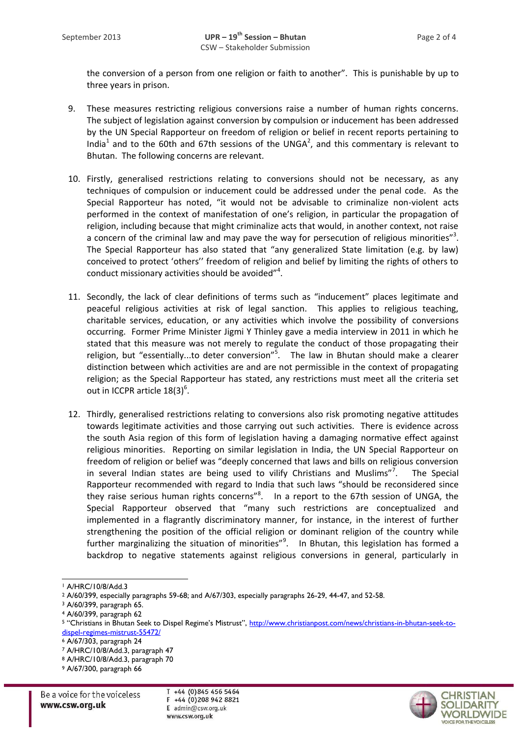the conversion of a person from one religion or faith to another". This is punishable by up to three years in prison.

9. These measures restricting religious conversions raise a number of human rights concerns. The subject of legislation against conversion by compulsion or inducement has been addressed by the UN Special Rapporteur on freedom of religion or belief in recent reports pertaining to India[1] and to the 60th and 67th sessions of the UNGA[2], and this commentary is relevant to Bhutan. The following concerns are relevant.

10. Firstly, generalised restrictions relating to conversions should not be necessary, as any techniques of compulsion or inducement could be addressed under the penal code. As the Special Rapporteur has noted, "it would not be advisable to criminalize non-violent acts performed in the context of manifestation of one's religion, in particular the propagation of religion, including because that might criminalize acts that would, in another context, not raise a concern of the criminal law and may pave the way for persecution of religious minorities"[3]. The Special Rapporteur has also stated that "any generalized State limitation (e.g. by law) conceived to protect 'others'' freedom of religion and belief by limiting the rights of others to conduct missionary activities should be avoided"[4].

11. Secondly, the lack of clear definitions of terms such as "inducement" places legitimate and peaceful religious activities at risk of legal sanction. This applies to religious teaching, charitable services, education, or any activities which involve the possibility of conversions occurring. Former Prime Minister Jigmi Y Thinley gave a media interview in 2011 in which he stated that this measure was not merely to regulate the conduct of those propagating their religion, but "essentially...to deter conversion"[5]. The law in Bhutan should make a clearer distinction between which activities are and are not permissible in the context of propagating religion; as the Special Rapporteur has stated, any restrictions must meet all the criteria set out in ICCPR article 18(3)[6].

12. Thirdly, generalised restrictions relating to conversions also risk promoting negative attitudes towards legitimate activities and those carrying out such activities. There is evidence across the south Asia region of this form of legislation having a damaging normative effect against religious minorities. Reporting on similar legislation in India, the UN Special Rapporteur on freedom of religion or belief was "deeply concerned that laws and bills on religious conversion in several Indian states are being used to vilify Christians and Muslims"[7]. The Special Rapporteur recommended with regard to India that such laws "should be reconsidered since they raise serious human rights concerns"[8]. In a report to the 67th session of UNGA, the Special Rapporteur observed that "many such restrictions are conceptualized and implemented in a flagrantly discriminatory manner, for instance, in the interest of further strengthening the position of the official religion or dominant religion of the country while further marginalizing the situation of minorities"[9]. In Bhutan, this legislation has formed a backdrop to negative statements against religious conversions in general, particularly in

---

[1] A/HRC/10/8/Add.3
[2] A/60/399, especially paragraphs 59-68; and A/67/303, especially paragraphs 26-29, 44-47, and 52-58.
[3] A/60/399, paragraph 65.
[4] A/60/399, paragraph 62
[5] "Christians in Bhutan Seek to Dispel Regime's Mistrust", http://www.christianpost.com/news/christians-in-bhutan-seek-to-dispel-regimes-mistrust-55472/
[6] A/67/303, paragraph 24
[7] A/HRC/10/8/Add.3, paragraph 47
[8] A/HRC/10/8/Add.3, paragraph 70
[9] A/67/300, paragraph 66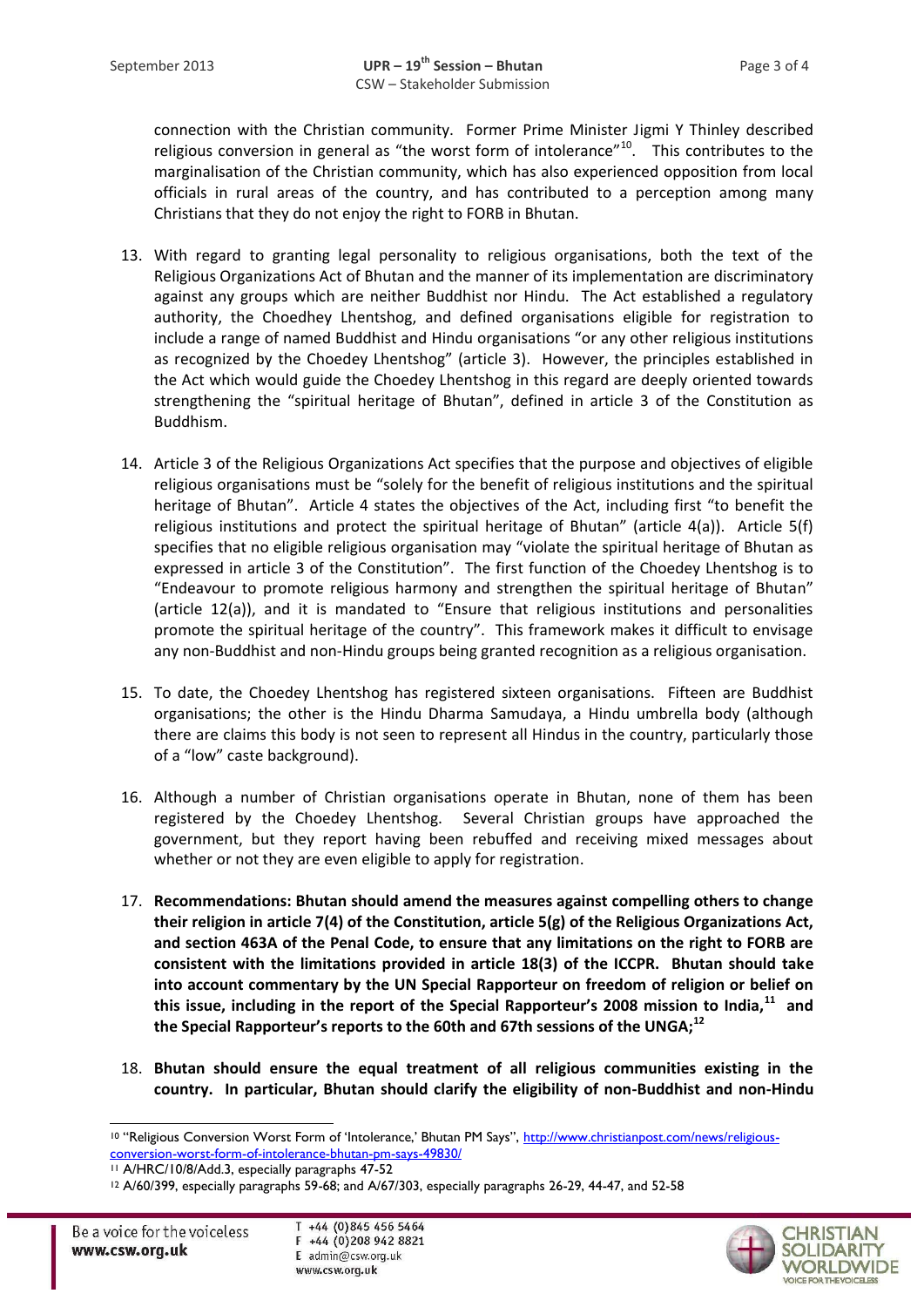connection with the Christian community. Former Prime Minister Jigmi Y Thinley described religious conversion in general as "the worst form of intolerance"[10]. This contributes to the marginalisation of the Christian community, which has also experienced opposition from local officials in rural areas of the country, and has contributed to a perception among many Christians that they do not enjoy the right to FORB in Bhutan.

13. With regard to granting legal personality to religious organisations, both the text of the Religious Organizations Act of Bhutan and the manner of its implementation are discriminatory against any groups which are neither Buddhist nor Hindu. The Act established a regulatory authority, the Choedhey Lhentshog, and defined organisations eligible for registration to include a range of named Buddhist and Hindu organisations "or any other religious institutions as recognized by the Choedey Lhentshog" (article 3). However, the principles established in the Act which would guide the Choedey Lhentshog in this regard are deeply oriented towards strengthening the "spiritual heritage of Bhutan", defined in article 3 of the Constitution as Buddhism.

14. Article 3 of the Religious Organizations Act specifies that the purpose and objectives of eligible religious organisations must be "solely for the benefit of religious institutions and the spiritual heritage of Bhutan". Article 4 states the objectives of the Act, including first "to benefit the religious institutions and protect the spiritual heritage of Bhutan" (article 4(a)). Article 5(f) specifies that no eligible religious organisation may "violate the spiritual heritage of Bhutan as expressed in article 3 of the Constitution". The first function of the Choedey Lhentshog is to "Endeavour to promote religious harmony and strengthen the spiritual heritage of Bhutan" (article 12(a)), and it is mandated to "Ensure that religious institutions and personalities promote the spiritual heritage of the country". This framework makes it difficult to envisage any non-Buddhist and non-Hindu groups being granted recognition as a religious organisation.

15. To date, the Choedey Lhentshog has registered sixteen organisations. Fifteen are Buddhist organisations; the other is the Hindu Dharma Samudaya, a Hindu umbrella body (although there are claims this body is not seen to represent all Hindus in the country, particularly those of a "low" caste background).

16. Although a number of Christian organisations operate in Bhutan, none of them has been registered by the Choedey Lhentshog. Several Christian groups have approached the government, but they report having been rebuffed and receiving mixed messages about whether or not they are even eligible to apply for registration.

17. **Recommendations: Bhutan should amend the measures against compelling others to change their religion in article 7(4) of the Constitution, article 5(g) of the Religious Organizations Act, and section 463A of the Penal Code, to ensure that any limitations on the right to FORB are consistent with the limitations provided in article 18(3) of the ICCPR. Bhutan should take into account commentary by the UN Special Rapporteur on freedom of religion or belief on this issue, including in the report of the Special Rapporteur's 2008 mission to India,[11] and the Special Rapporteur's reports to the 60th and 67th sessions of the UNGA;[12]**

18. **Bhutan should ensure the equal treatment of all religious communities existing in the country. In particular, Bhutan should clarify the eligibility of non-Buddhist and non-Hindu**

---

[10] "Religious Conversion Worst Form of 'Intolerance,' Bhutan PM Says", http://www.christianpost.com/news/religious-conversion-worst-form-of-intolerance-bhutan-pm-says-49830/

[11] A/HRC/10/8/Add.3, especially paragraphs 47-52

[12] A/60/399, especially paragraphs 59-68; and A/67/303, especially paragraphs 26-29, 44-47, and 52-58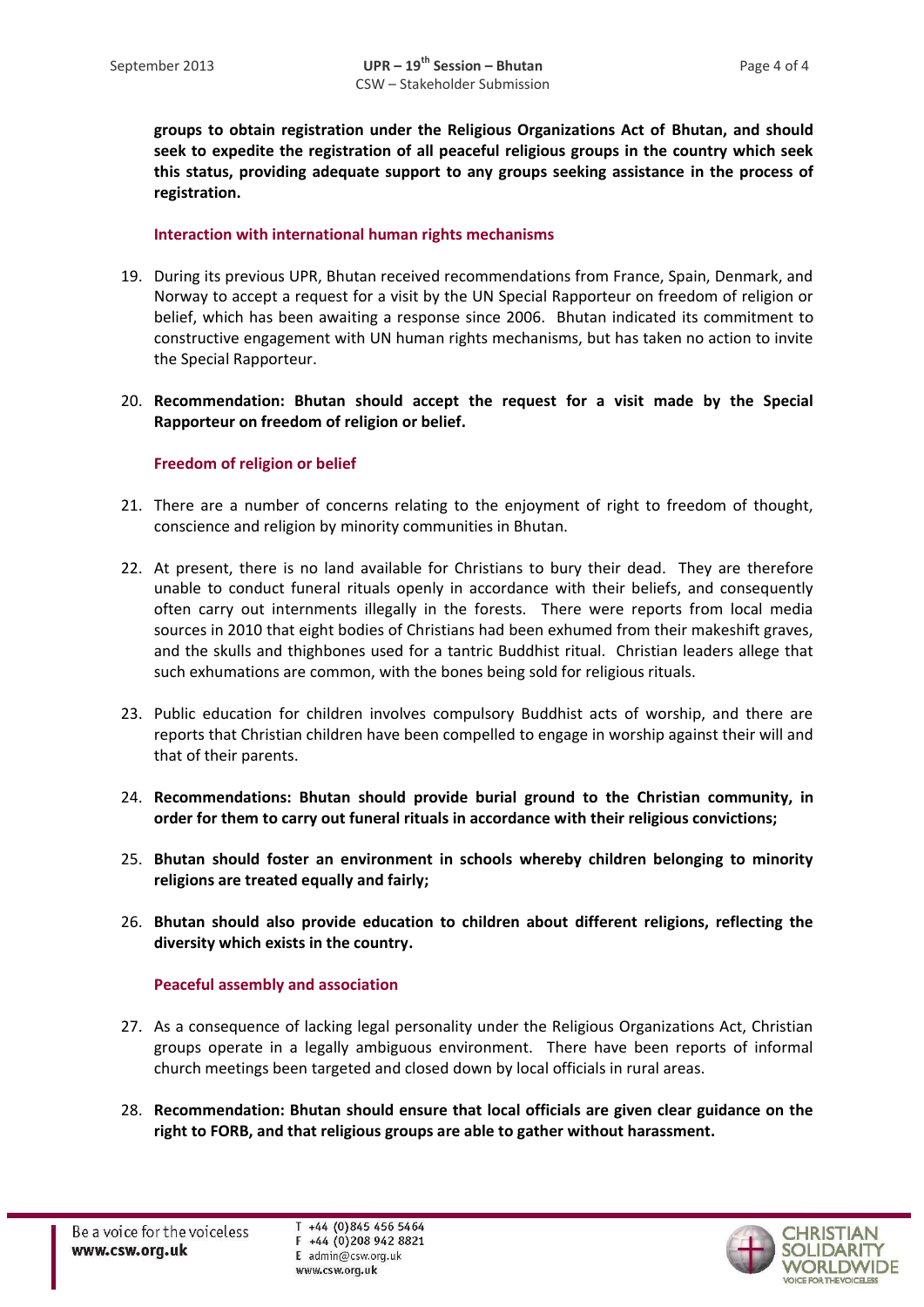**groups to obtain registration under the Religious Organizations Act of Bhutan, and should seek to expedite the registration of all peaceful religious groups in the country which seek this status, providing adequate support to any groups seeking assistance in the process of registration.**

### Interaction with international human rights mechanisms

19. During its previous UPR, Bhutan received recommendations from France, Spain, Denmark, and Norway to accept a request for a visit by the UN Special Rapporteur on freedom of religion or belief, which has been awaiting a response since 2006. Bhutan indicated its commitment to constructive engagement with UN human rights mechanisms, but has taken no action to invite the Special Rapporteur.

20. **Recommendation: Bhutan should accept the request for a visit made by the Special Rapporteur on freedom of religion or belief.**

### Freedom of religion or belief

21. There are a number of concerns relating to the enjoyment of right to freedom of thought, conscience and religion by minority communities in Bhutan.

22. At present, there is no land available for Christians to bury their dead. They are therefore unable to conduct funeral rituals openly in accordance with their beliefs, and consequently often carry out internments illegally in the forests. There were reports from local media sources in 2010 that eight bodies of Christians had been exhumed from their makeshift graves, and the skulls and thighbones used for a tantric Buddhist ritual. Christian leaders allege that such exhumations are common, with the bones being sold for religious rituals.

23. Public education for children involves compulsory Buddhist acts of worship, and there are reports that Christian children have been compelled to engage in worship against their will and that of their parents.

24. **Recommendations: Bhutan should provide burial ground to the Christian community, in order for them to carry out funeral rituals in accordance with their religious convictions;**

25. **Bhutan should foster an environment in schools whereby children belonging to minority religions are treated equally and fairly;**

26. **Bhutan should also provide education to children about different religions, reflecting the diversity which exists in the country.**

### Peaceful assembly and association

27. As a consequence of lacking legal personality under the Religious Organizations Act, Christian groups operate in a legally ambiguous environment. There have been reports of informal church meetings been targeted and closed down by local officials in rural areas.

28. **Recommendation: Bhutan should ensure that local officials are given clear guidance on the right to FORB, and that religious groups are able to gather without harassment.**